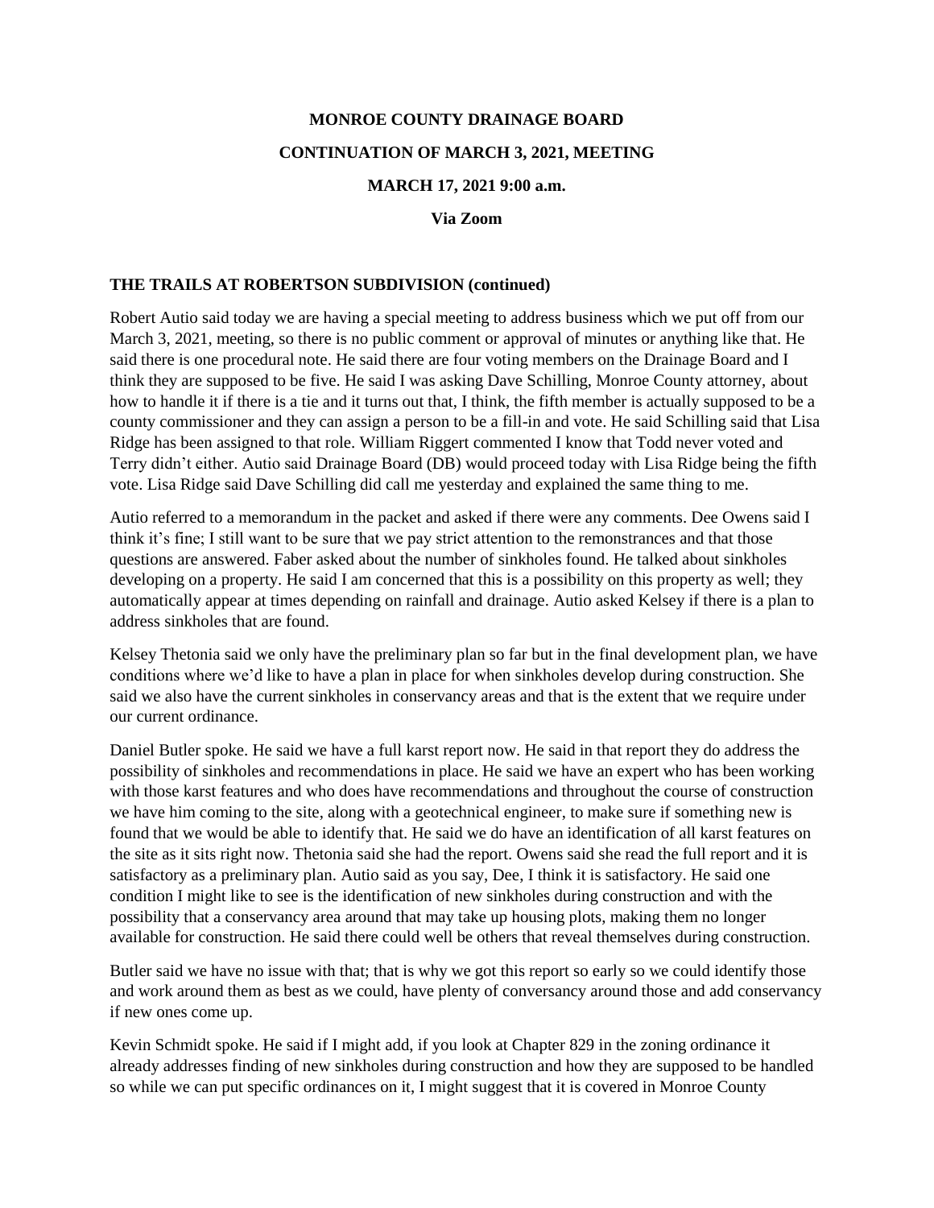**MONROE COUNTY DRAINAGE BOARD**

**CONTINUATION OF MARCH 3, 2021, MEETING**

**MARCH 17, 2021 9:00 a.m.**

**Via Zoom**

**THE TRAILS AT ROBERTSON SUBDIVISION (continued)**

Robert Autio said today we are having a special meeting to address business which we put off from our March 3, 2021, meeting, so there is no public comment or approval of minutes or anything like that. He said there is one procedural note. He said there are four voting members on the Drainage Board and I think they are supposed to be five. He said I was asking Dave Schilling, Monroe County attorney, about how to handle it if there is a tie and it turns out that, I think, the fifth member is actually supposed to be a county commissioner and they can assign a person to be a fill-in and vote. He said Schilling said that Lisa Ridge has been assigned to that role. William Riggert commented I know that Todd never voted and Terry didn't either. Autio said Drainage Board (DB) would proceed today with Lisa Ridge being the fifth vote. Lisa Ridge said Dave Schilling did call me yesterday and explained the same thing to me.

Autio referred to a memorandum in the packet and asked if there were any comments. Dee Owens said I think it's fine; I still want to be sure that we pay strict attention to the remonstrances and that those questions are answered. Faber asked about the number of sinkholes found. He talked about sinkholes developing on a property. He said I am concerned that this is a possibility on this property as well; they automatically appear at times depending on rainfall and drainage. Autio asked Kelsey if there is a plan to address sinkholes that are found.

Kelsey Thetonia said we only have the preliminary plan so far but in the final development plan, we have conditions where we'd like to have a plan in place for when sinkholes develop during construction. She said we also have the current sinkholes in conservancy areas and that is the extent that we require under our current ordinance.

Daniel Butler spoke. He said we have a full karst report now. He said in that report they do address the possibility of sinkholes and recommendations in place. He said we have an expert who has been working with those karst features and who does have recommendations and throughout the course of construction we have him coming to the site, along with a geotechnical engineer, to make sure if something new is found that we would be able to identify that. He said we do have an identification of all karst features on the site as it sits right now. Thetonia said she had the report. Owens said she read the full report and it is satisfactory as a preliminary plan. Autio said as you say, Dee, I think it is satisfactory. He said one condition I might like to see is the identification of new sinkholes during construction and with the possibility that a conservancy area around that may take up housing plots, making them no longer available for construction. He said there could well be others that reveal themselves during construction.

Butler said we have no issue with that; that is why we got this report so early so we could identify those and work around them as best as we could, have plenty of conversancy around those and add conservancy if new ones come up.

Kevin Schmidt spoke. He said if I might add, if you look at Chapter 829 in the zoning ordinance it already addresses finding of new sinkholes during construction and how they are supposed to be handled so while we can put specific ordinances on it, I might suggest that it is covered in Monroe County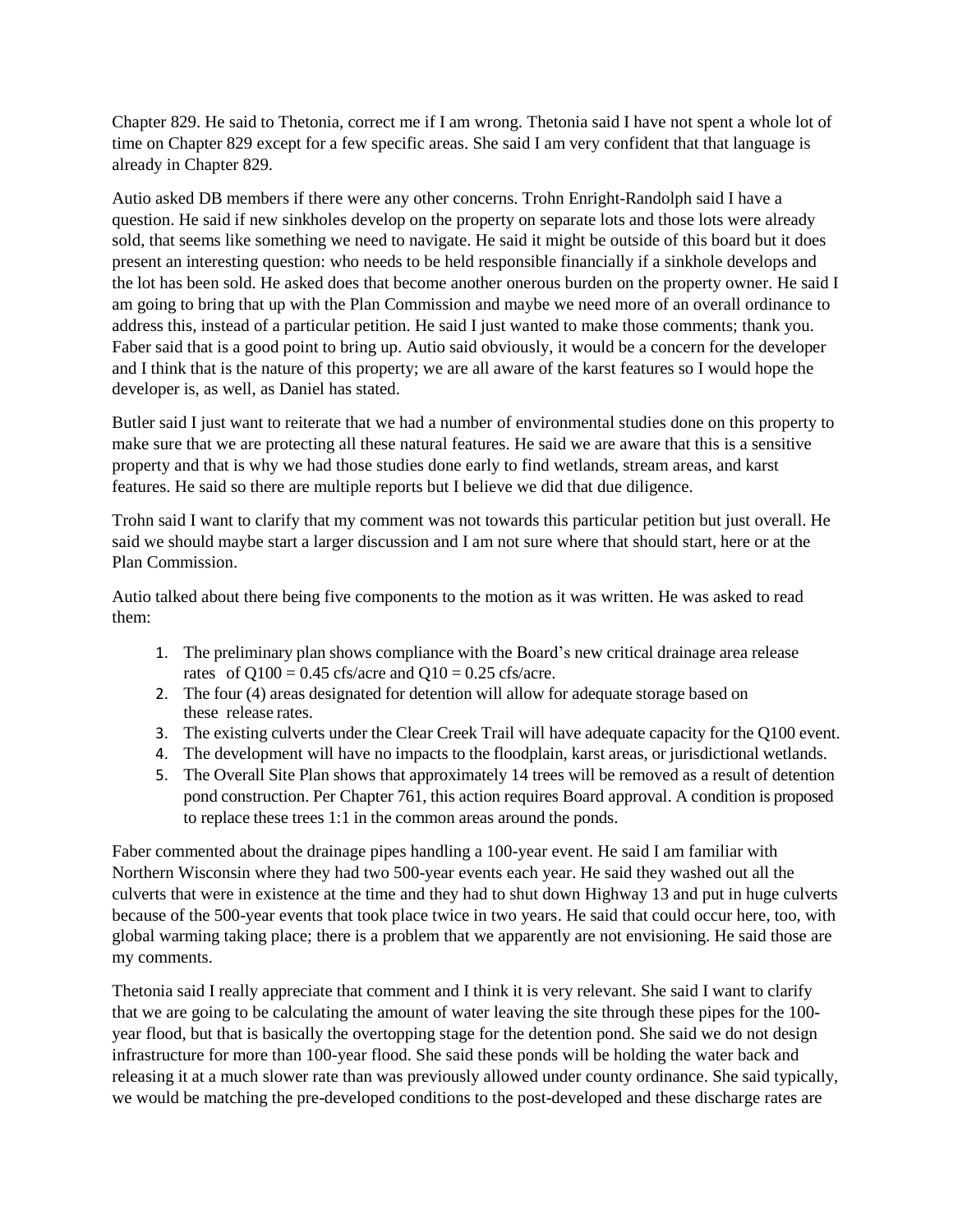Chapter 829. He said to Thetonia, correct me if I am wrong. Thetonia said I have not spent a whole lot of time on Chapter 829 except for a few specific areas. She said I am very confident that that language is already in Chapter 829.

Autio asked DB members if there were any other concerns. Trohn Enright-Randolph said I have a question. He said if new sinkholes develop on the property on separate lots and those lots were already sold, that seems like something we need to navigate. He said it might be outside of this board but it does present an interesting question: who needs to be held responsible financially if a sinkhole develops and the lot has been sold. He asked does that become another onerous burden on the property owner. He said I am going to bring that up with the Plan Commission and maybe we need more of an overall ordinance to address this, instead of a particular petition. He said I just wanted to make those comments; thank you. Faber said that is a good point to bring up. Autio said obviously, it would be a concern for the developer and I think that is the nature of this property; we are all aware of the karst features so I would hope the developer is, as well, as Daniel has stated.

Butler said I just want to reiterate that we had a number of environmental studies done on this property to make sure that we are protecting all these natural features. He said we are aware that this is a sensitive property and that is why we had those studies done early to find wetlands, stream areas, and karst features. He said so there are multiple reports but I believe we did that due diligence.

Trohn said I want to clarify that my comment was not towards this particular petition but just overall. He said we should maybe start a larger discussion and I am not sure where that should start, here or at the Plan Commission.

Autio talked about there being five components to the motion as it was written. He was asked to read them:

1. The preliminary plan shows compliance with the Board's new critical drainage area release rates of $Q_{100} = 0.45$ cfs/acre and $Q_{10} = 0.25$ cfs/acre.
2. The four (4) areas designated for detention will allow for adequate storage based on these release rates.
3. The existing culverts under the Clear Creek Trail will have adequate capacity for the Q100 event.
4. The development will have no impacts to the floodplain, karst areas, or jurisdictional wetlands.
5. The Overall Site Plan shows that approximately 14 trees will be removed as a result of detention pond construction. Per Chapter 761, this action requires Board approval. A condition is proposed to replace these trees 1:1 in the common areas around the ponds.

Faber commented about the drainage pipes handling a 100-year event. He said I am familiar with Northern Wisconsin where they had two 500-year events each year. He said they washed out all the culverts that were in existence at the time and they had to shut down Highway 13 and put in huge culverts because of the 500-year events that took place twice in two years. He said that could occur here, too, with global warming taking place; there is a problem that we apparently are not envisioning. He said those are my comments.

Thetonia said I really appreciate that comment and I think it is very relevant. She said I want to clarify that we are going to be calculating the amount of water leaving the site through these pipes for the 100-year flood, but that is basically the overtopping stage for the detention pond. She said we do not design infrastructure for more than 100-year flood. She said these ponds will be holding the water back and releasing it at a much slower rate than was previously allowed under county ordinance. She said typically, we would be matching the pre-developed conditions to the post-developed and these discharge rates are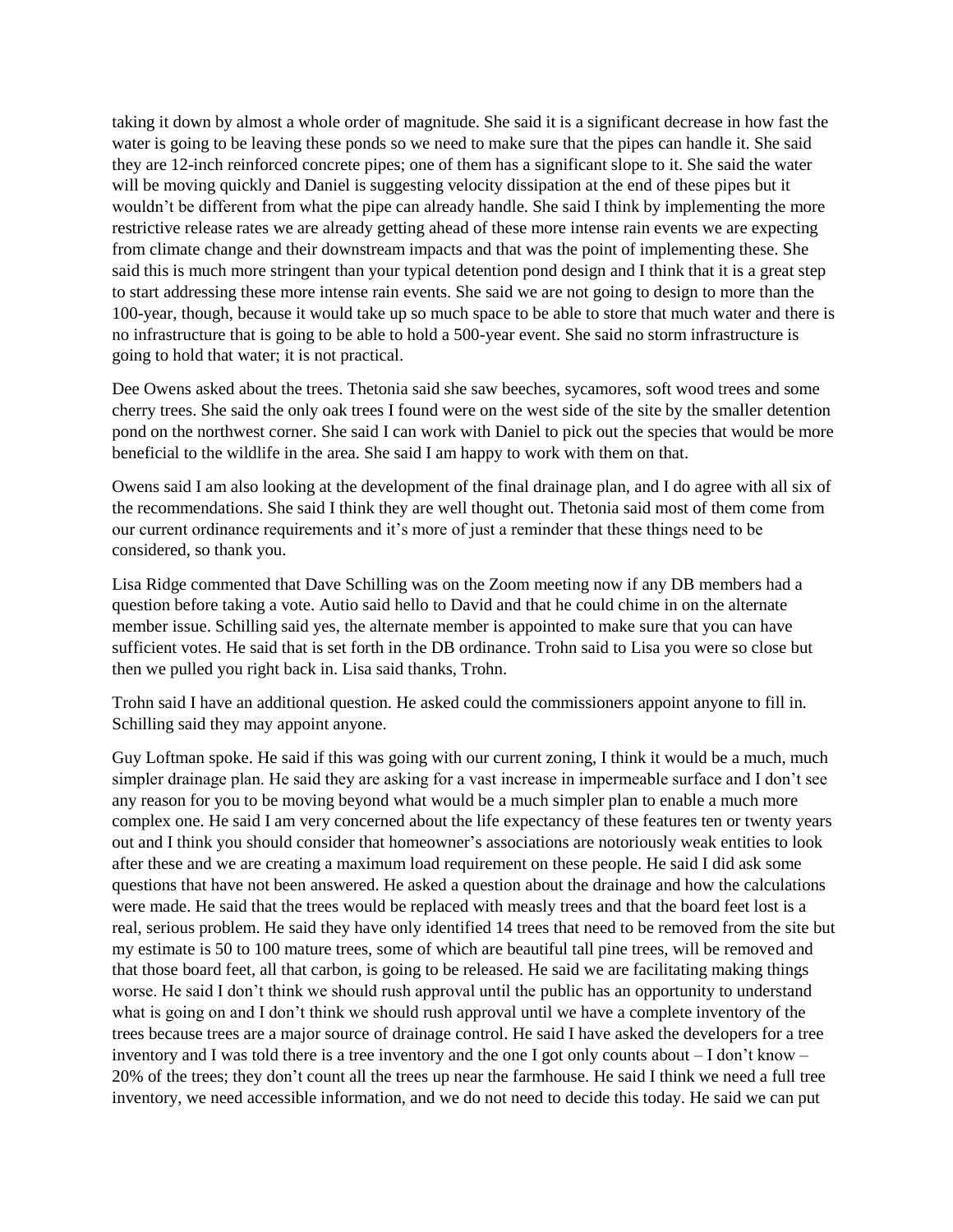taking it down by almost a whole order of magnitude. She said it is a significant decrease in how fast the water is going to be leaving these ponds so we need to make sure that the pipes can handle it. She said they are 12-inch reinforced concrete pipes; one of them has a significant slope to it. She said the water will be moving quickly and Daniel is suggesting velocity dissipation at the end of these pipes but it wouldn't be different from what the pipe can already handle. She said I think by implementing the more restrictive release rates we are already getting ahead of these more intense rain events we are expecting from climate change and their downstream impacts and that was the point of implementing these. She said this is much more stringent than your typical detention pond design and I think that it is a great step to start addressing these more intense rain events. She said we are not going to design to more than the 100-year, though, because it would take up so much space to be able to store that much water and there is no infrastructure that is going to be able to hold a 500-year event. She said no storm infrastructure is going to hold that water; it is not practical.

Dee Owens asked about the trees. Thetonia said she saw beeches, sycamores, soft wood trees and some cherry trees. She said the only oak trees I found were on the west side of the site by the smaller detention pond on the northwest corner. She said I can work with Daniel to pick out the species that would be more beneficial to the wildlife in the area. She said I am happy to work with them on that.

Owens said I am also looking at the development of the final drainage plan, and I do agree with all six of the recommendations. She said I think they are well thought out. Thetonia said most of them come from our current ordinance requirements and it's more of just a reminder that these things need to be considered, so thank you.

Lisa Ridge commented that Dave Schilling was on the Zoom meeting now if any DB members had a question before taking a vote. Autio said hello to David and that he could chime in on the alternate member issue. Schilling said yes, the alternate member is appointed to make sure that you can have sufficient votes. He said that is set forth in the DB ordinance. Trohn said to Lisa you were so close but then we pulled you right back in. Lisa said thanks, Trohn.

Trohn said I have an additional question. He asked could the commissioners appoint anyone to fill in. Schilling said they may appoint anyone.

Guy Loftman spoke. He said if this was going with our current zoning, I think it would be a much, much simpler drainage plan. He said they are asking for a vast increase in impermeable surface and I don't see any reason for you to be moving beyond what would be a much simpler plan to enable a much more complex one. He said I am very concerned about the life expectancy of these features ten or twenty years out and I think you should consider that homeowner's associations are notoriously weak entities to look after these and we are creating a maximum load requirement on these people. He said I did ask some questions that have not been answered. He asked a question about the drainage and how the calculations were made. He said that the trees would be replaced with measly trees and that the board feet lost is a real, serious problem. He said they have only identified 14 trees that need to be removed from the site but my estimate is 50 to 100 mature trees, some of which are beautiful tall pine trees, will be removed and that those board feet, all that carbon, is going to be released. He said we are facilitating making things worse. He said I don't think we should rush approval until the public has an opportunity to understand what is going on and I don't think we should rush approval until we have a complete inventory of the trees because trees are a major source of drainage control. He said I have asked the developers for a tree inventory and I was told there is a tree inventory and the one I got only counts about – I don't know – 20% of the trees; they don't count all the trees up near the farmhouse. He said I think we need a full tree inventory, we need accessible information, and we do not need to decide this today. He said we can put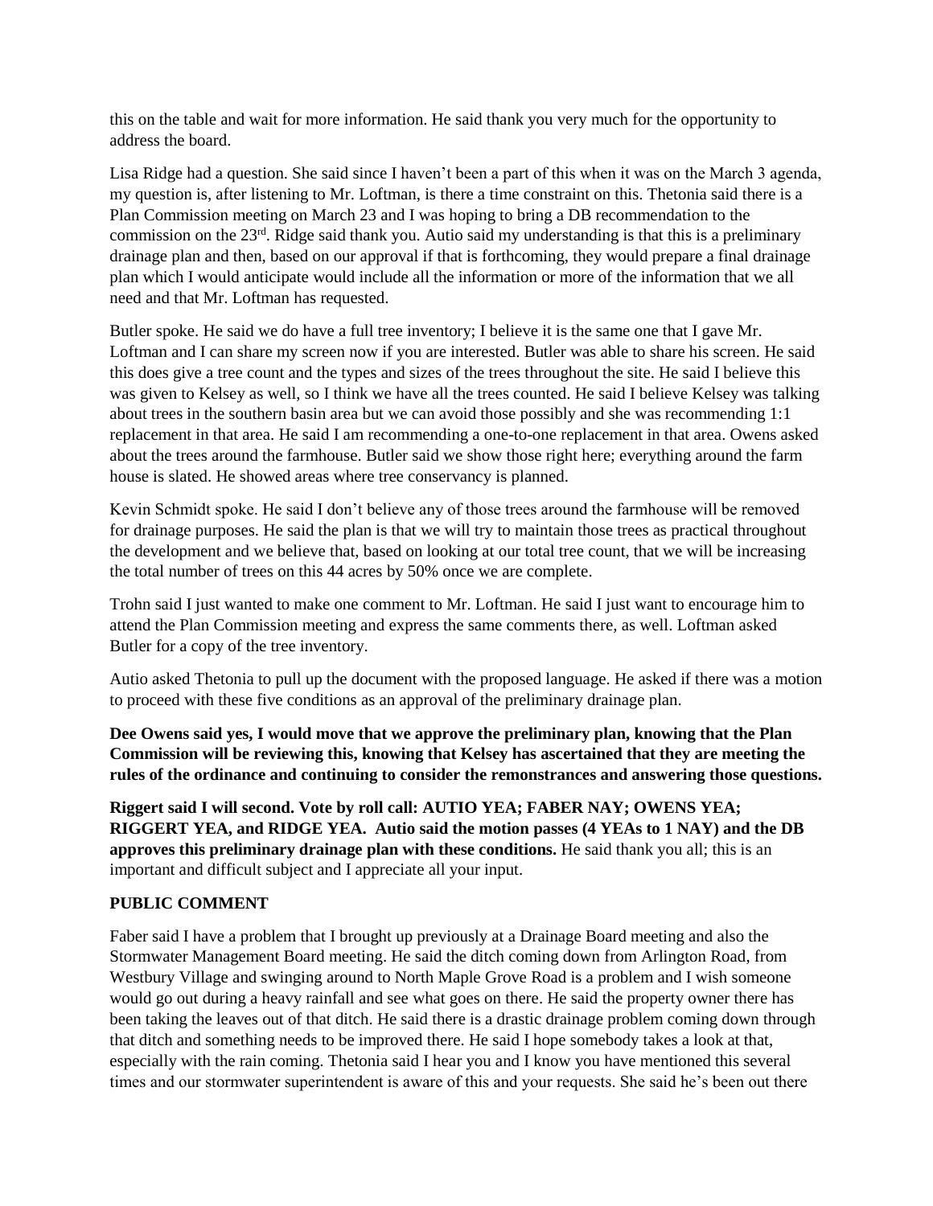this on the table and wait for more information. He said thank you very much for the opportunity to address the board.

Lisa Ridge had a question. She said since I haven't been a part of this when it was on the March 3 agenda, my question is, after listening to Mr. Loftman, is there a time constraint on this. Thetonia said there is a Plan Commission meeting on March 23 and I was hoping to bring a DB recommendation to the commission on the 23rd. Ridge said thank you. Autio said my understanding is that this is a preliminary drainage plan and then, based on our approval if that is forthcoming, they would prepare a final drainage plan which I would anticipate would include all the information or more of the information that we all need and that Mr. Loftman has requested.

Butler spoke. He said we do have a full tree inventory; I believe it is the same one that I gave Mr. Loftman and I can share my screen now if you are interested. Butler was able to share his screen. He said this does give a tree count and the types and sizes of the trees throughout the site. He said I believe this was given to Kelsey as well, so I think we have all the trees counted. He said I believe Kelsey was talking about trees in the southern basin area but we can avoid those possibly and she was recommending 1:1 replacement in that area. He said I am recommending a one-to-one replacement in that area. Owens asked about the trees around the farmhouse. Butler said we show those right here; everything around the farm house is slated. He showed areas where tree conservancy is planned.

Kevin Schmidt spoke. He said I don't believe any of those trees around the farmhouse will be removed for drainage purposes. He said the plan is that we will try to maintain those trees as practical throughout the development and we believe that, based on looking at our total tree count, that we will be increasing the total number of trees on this 44 acres by 50% once we are complete.

Trohn said I just wanted to make one comment to Mr. Loftman. He said I just want to encourage him to attend the Plan Commission meeting and express the same comments there, as well. Loftman asked Butler for a copy of the tree inventory.

Autio asked Thetonia to pull up the document with the proposed language. He asked if there was a motion to proceed with these five conditions as an approval of the preliminary drainage plan.

**Dee Owens said yes, I would move that we approve the preliminary plan, knowing that the Plan Commission will be reviewing this, knowing that Kelsey has ascertained that they are meeting the rules of the ordinance and continuing to consider the remonstrances and answering those questions.**

**Riggert said I will second. Vote by roll call: AUTIO YEA; FABER NAY; OWENS YEA; RIGGERT YEA, and RIDGE YEA. Autio said the motion passes (4 YEAs to 1 NAY) and the DB approves this preliminary drainage plan with these conditions.** He said thank you all; this is an important and difficult subject and I appreciate all your input.

**PUBLIC COMMENT**

Faber said I have a problem that I brought up previously at a Drainage Board meeting and also the Stormwater Management Board meeting. He said the ditch coming down from Arlington Road, from Westbury Village and swinging around to North Maple Grove Road is a problem and I wish someone would go out during a heavy rainfall and see what goes on there. He said the property owner there has been taking the leaves out of that ditch. He said there is a drastic drainage problem coming down through that ditch and something needs to be improved there. He said I hope somebody takes a look at that, especially with the rain coming. Thetonia said I hear you and I know you have mentioned this several times and our stormwater superintendent is aware of this and your requests. She said he's been out there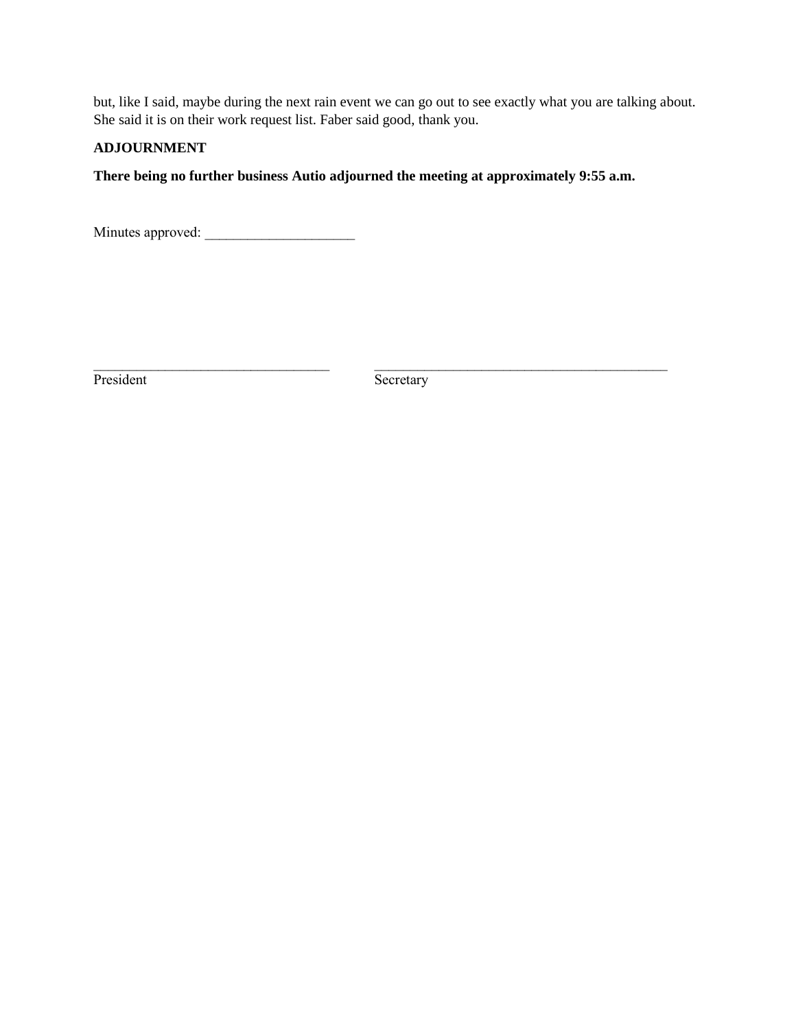but, like I said, maybe during the next rain event we can go out to see exactly what you are talking about. She said it is on their work request list. Faber said good, thank you.

**ADJOURNMENT**

**There being no further business Autio adjourned the meeting at approximately 9:55 a.m.**

Minutes approved: _____________________

__________________________________ President

__________________________________________ Secretary